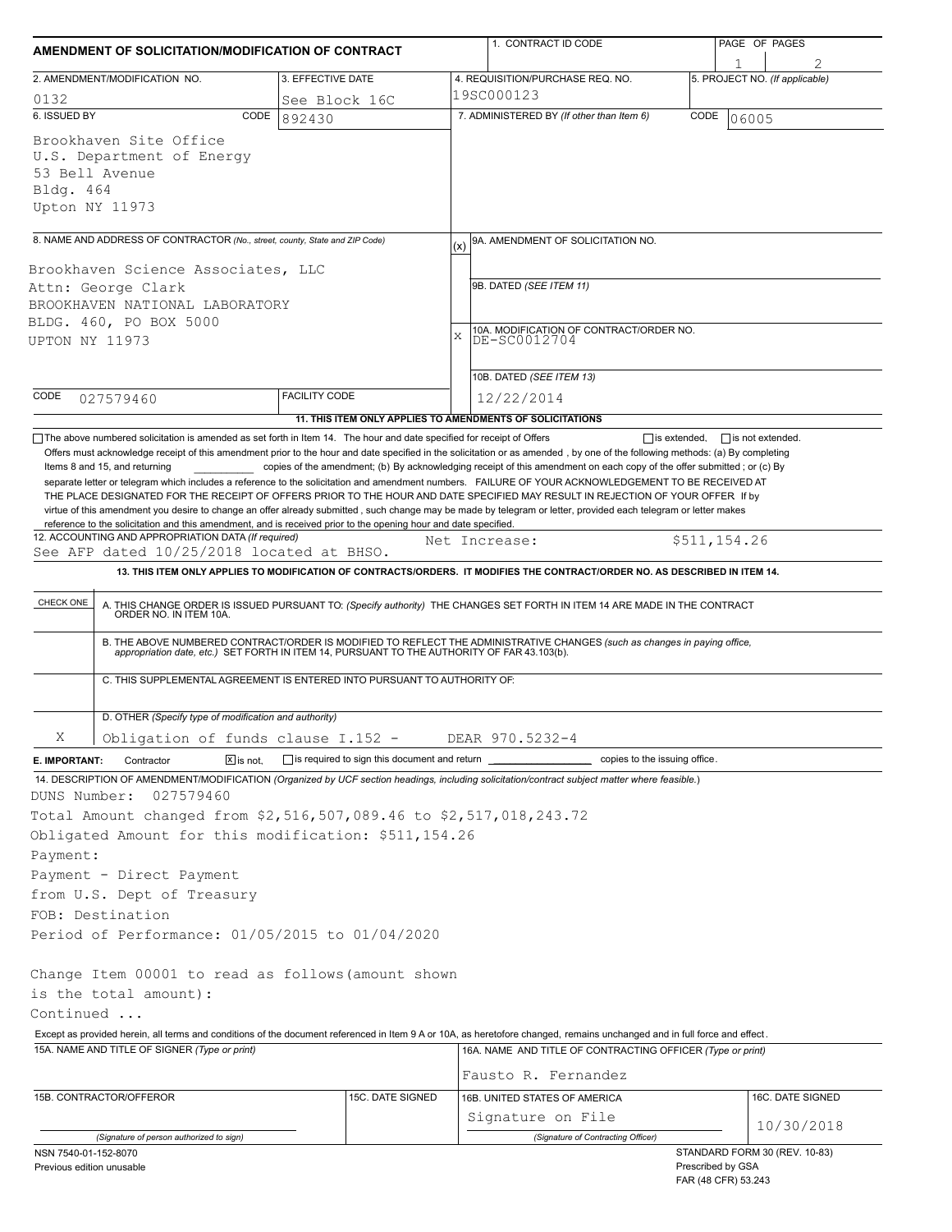# AMENDMENT OF SOLICITATION/MODIFICATION OF CONTRACT

| 1. CONTRACT ID CODE | PAGE OF PAGES |
|---|---|
| | 1 / 2 |

| 2. AMENDMENT/MODIFICATION NO. | 3. EFFECTIVE DATE | 4. REQUISITION/PURCHASE REQ. NO. | 5. PROJECT NO. (If applicable) |
|---|---|---|---|
| 0132 | See Block 16C | 19SC000123 | |

**6. ISSUED BY** CODE 892430

Brookhaven Site Office
U.S. Department of Energy
53 Bell Avenue
Bldg. 464
Upton NY 11973

**7. ADMINISTERED BY** (If other than Item 6) CODE 06005

**8. NAME AND ADDRESS OF CONTRACTOR** (No., street, county, State and ZIP Code)

Brookhaven Science Associates, LLC
Attn: George Clark
BROOKHAVEN NATIONAL LABORATORY
BLDG. 460, PO BOX 5000
UPTON NY 11973

CODE 027579460 FACILITY CODE

(x) 9A. AMENDMENT OF SOLICITATION NO.

9B. DATED (SEE ITEM 11)

X 10A. MODIFICATION OF CONTRACT/ORDER NO. DE-SC0012704

10B. DATED (SEE ITEM 13) 12/22/2014

## 11. THIS ITEM ONLY APPLIES TO AMENDMENTS OF SOLICITATIONS

☐ The above numbered solicitation is amended as set forth in Item 14. The hour and date specified for receipt of Offers ☐ is extended, ☐ is not extended.

Offers must acknowledge receipt of this amendment prior to the hour and date specified in the solicitation or as amended , by one of the following methods: (a) By completing Items 8 and 15, and returning __________ copies of the amendment; (b) By acknowledging receipt of this amendment on each copy of the offer submitted ; or (c) By separate letter or telegram which includes a reference to the solicitation and amendment numbers. FAILURE OF YOUR ACKNOWLEDGEMENT TO BE RECEIVED AT THE PLACE DESIGNATED FOR THE RECEIPT OF OFFERS PRIOR TO THE HOUR AND DATE SPECIFIED MAY RESULT IN REJECTION OF YOUR OFFER If by virtue of this amendment you desire to change an offer already submitted , such change may be made by telegram or letter, provided each telegram or letter makes reference to the solicitation and this amendment, and is received prior to the opening hour and date specified.

**12. ACCOUNTING AND APPROPRIATION DATA** (If required)
See AFP dated 10/25/2018 located at BHSO. Net Increase: $511,154.26

## 13. THIS ITEM ONLY APPLIES TO MODIFICATION OF CONTRACTS/ORDERS. IT MODIFIES THE CONTRACT/ORDER NO. AS DESCRIBED IN ITEM 14.

| CHECK ONE | |
|---|---|
| | A. THIS CHANGE ORDER IS ISSUED PURSUANT TO: (Specify authority) THE CHANGES SET FORTH IN ITEM 14 ARE MADE IN THE CONTRACT ORDER NO. IN ITEM 10A. |
| | B. THE ABOVE NUMBERED CONTRACT/ORDER IS MODIFIED TO REFLECT THE ADMINISTRATIVE CHANGES (such as changes in paying office, appropriation date, etc.) SET FORTH IN ITEM 14, PURSUANT TO THE AUTHORITY OF FAR 43.103(b). |
| | C. THIS SUPPLEMENTAL AGREEMENT IS ENTERED INTO PURSUANT TO AUTHORITY OF: |
| X | D. OTHER (Specify type of modification and authority) Obligation of funds clause I.152 - DEAR 970.5232-4 |

**E. IMPORTANT:** Contractor ☒ is not, ☐ is required to sign this document and return __________ copies to the issuing office.

**14. DESCRIPTION OF AMENDMENT/MODIFICATION** (Organized by UCF section headings, including solicitation/contract subject matter where feasible.)

DUNS Number: 027579460
Total Amount changed from $2,516,507,089.46 to $2,517,018,243.72
Obligated Amount for this modification: $511,154.26
Payment:
Payment - Direct Payment
from U.S. Dept of Treasury
FOB: Destination
Period of Performance: 01/05/2015 to 01/04/2020

Change Item 00001 to read as follows(amount shown
is the total amount):
Continued ...

Except as provided herein, all terms and conditions of the document referenced in Item 9 A or 10A, as heretofore changed, remains unchanged and in full force and effect.

| 15A. NAME AND TITLE OF SIGNER (Type or print) | | 16A. NAME AND TITLE OF CONTRACTING OFFICER (Type or print) | |
|---|---|---|---|
| | | Fausto R. Fernandez | |
| 15B. CONTRACTOR/OFFEROR | 15C. DATE SIGNED | 16B. UNITED STATES OF AMERICA | 16C. DATE SIGNED |
| (Signature of person authorized to sign) | | Signature on File (Signature of Contracting Officer) | 10/30/2018 |

NSN 7540-01-152-8070
Previous edition unusable

STANDARD FORM 30 (REV. 10-83)
Prescribed by GSA
FAR (48 CFR) 53.243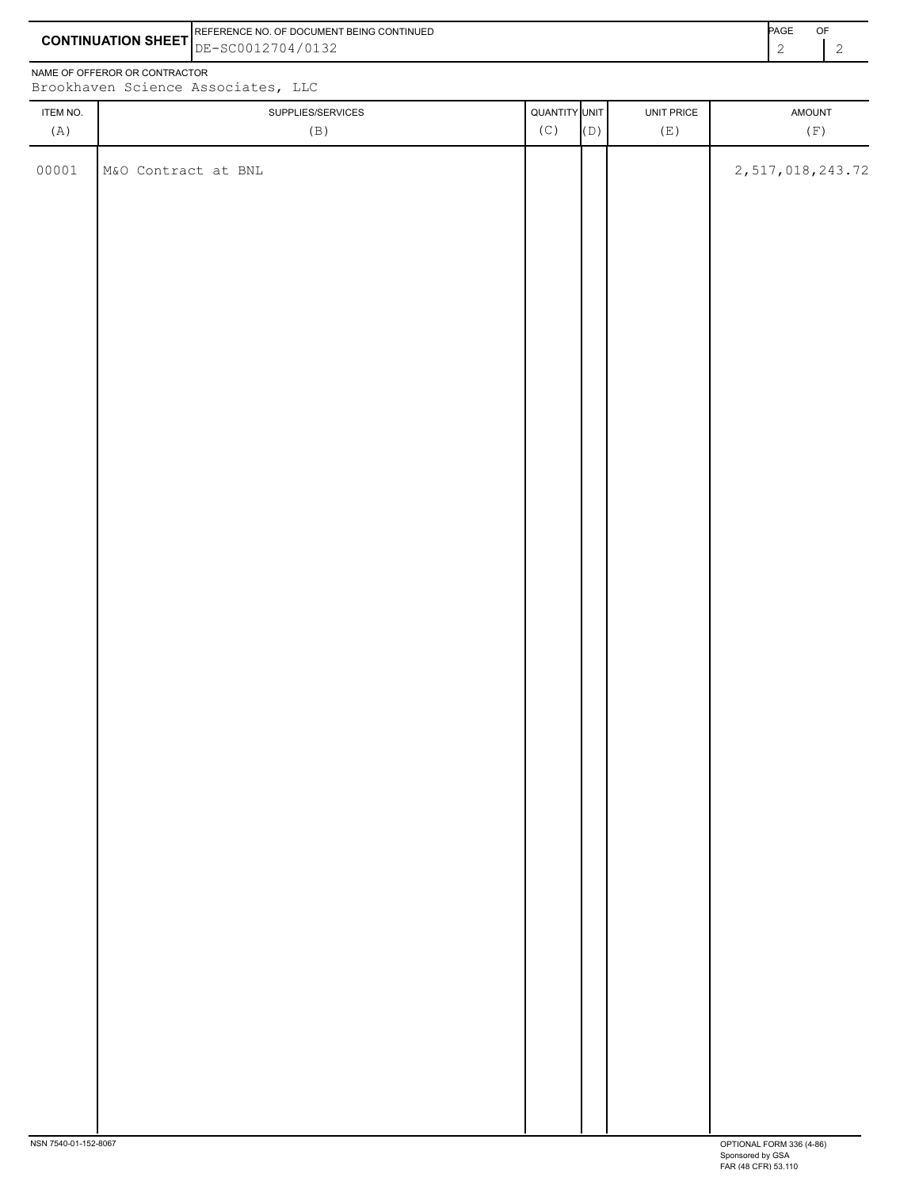**CONTINUATION SHEET**

REFERENCE NO. OF DOCUMENT BEING CONTINUED
DE-SC0012704/0132

NAME OF OFFEROR OR CONTRACTOR
Brookhaven Science Associates, LLC

| ITEM NO. (A) | SUPPLIES/SERVICES (B) | QUANTITY (C) | UNIT (D) | UNIT PRICE (E) | AMOUNT (F) |
|---|---|---|---|---|---|
| 00001 | M&O Contract at BNL | | | | 2,517,018,243.72 |

NSN 7540-01-152-8067

OPTIONAL FORM 336 (4-86)
Sponsored by GSA
FAR (48 CFR) 53.110